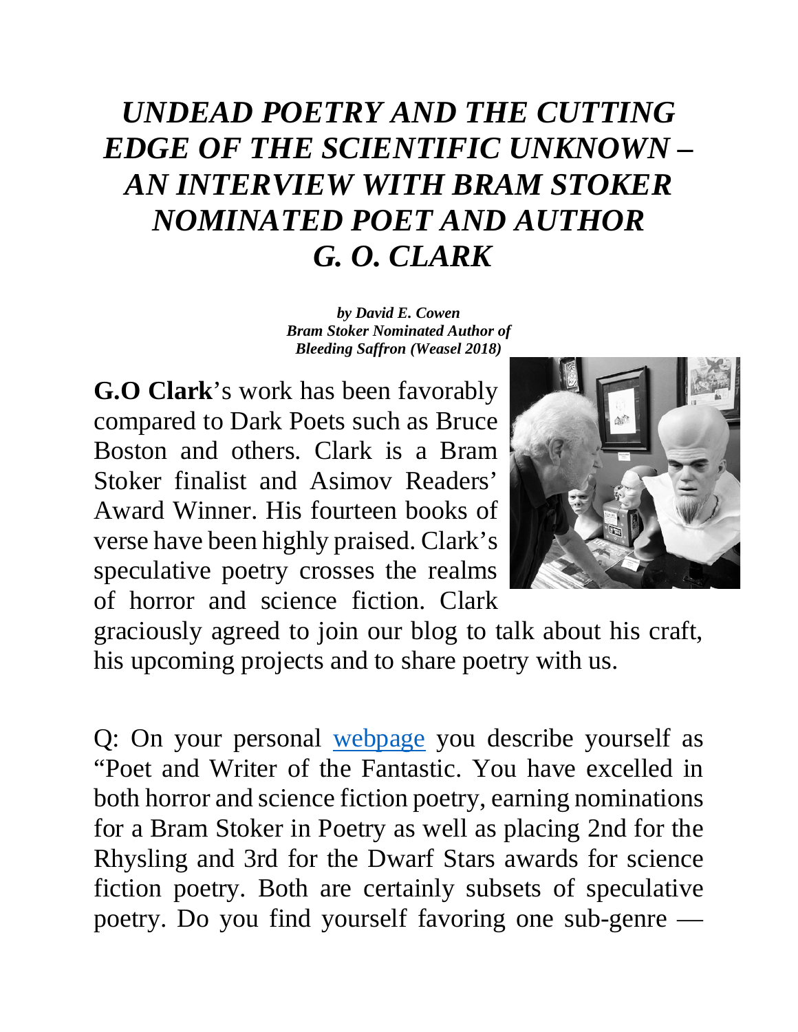# *UNDEAD POETRY AND THE CUTTING EDGE OF THE SCIENTIFIC UNKNOWN – AN INTERVIEW WITH BRAM STOKER NOMINATED POET AND AUTHOR G. O. CLARK*

***by David E. Cowen***
***Bram Stoker Nominated Author of Bleeding Saffron (Weasel 2018)***

**G.O Clark**'s work has been favorably compared to Dark Poets such as Bruce Boston and others. Clark is a Bram Stoker finalist and Asimov Readers' Award Winner. His fourteen books of verse have been highly praised. Clark's speculative poetry crosses the realms of horror and science fiction. Clark graciously agreed to join our blog to talk about his craft, his upcoming projects and to share poetry with us.

Q: On your personal webpage you describe yourself as "Poet and Writer of the Fantastic. You have excelled in both horror and science fiction poetry, earning nominations for a Bram Stoker in Poetry as well as placing 2nd for the Rhysling and 3rd for the Dwarf Stars awards for science fiction poetry. Both are certainly subsets of speculative poetry. Do you find yourself favoring one sub-genre —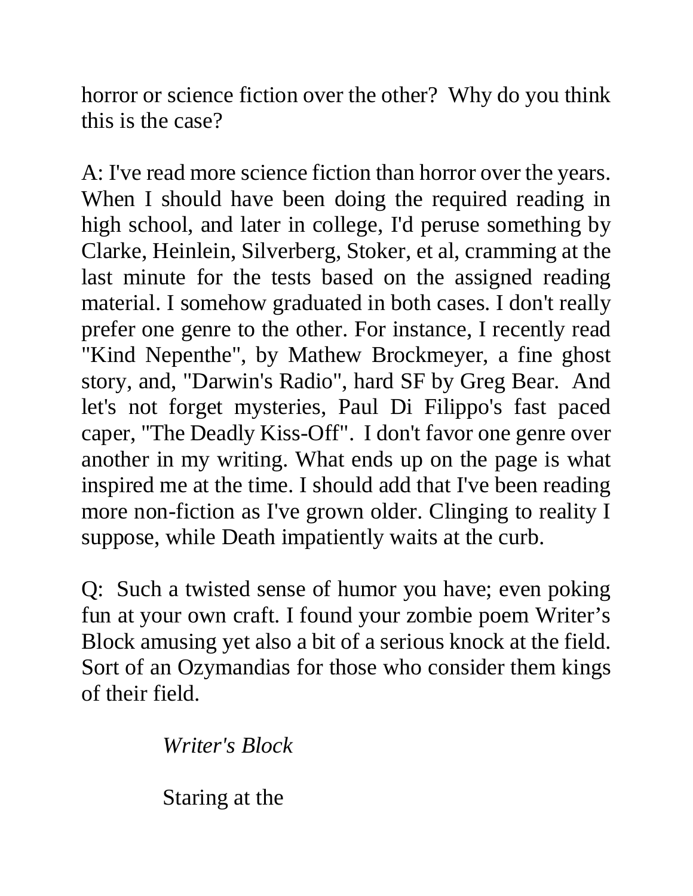horror or science fiction over the other? Why do you think this is the case?

A: I've read more science fiction than horror over the years. When I should have been doing the required reading in high school, and later in college, I'd peruse something by Clarke, Heinlein, Silverberg, Stoker, et al, cramming at the last minute for the tests based on the assigned reading material. I somehow graduated in both cases. I don't really prefer one genre to the other. For instance, I recently read "Kind Nepenthe", by Mathew Brockmeyer, a fine ghost story, and, "Darwin's Radio", hard SF by Greg Bear. And let's not forget mysteries, Paul Di Filippo's fast paced caper, "The Deadly Kiss-Off". I don't favor one genre over another in my writing. What ends up on the page is what inspired me at the time. I should add that I've been reading more non-fiction as I've grown older. Clinging to reality I suppose, while Death impatiently waits at the curb.

Q: Such a twisted sense of humor you have; even poking fun at your own craft. I found your zombie poem Writer's Block amusing yet also a bit of a serious knock at the field. Sort of an Ozymandias for those who consider them kings of their field.

*Writer's Block*

Staring at the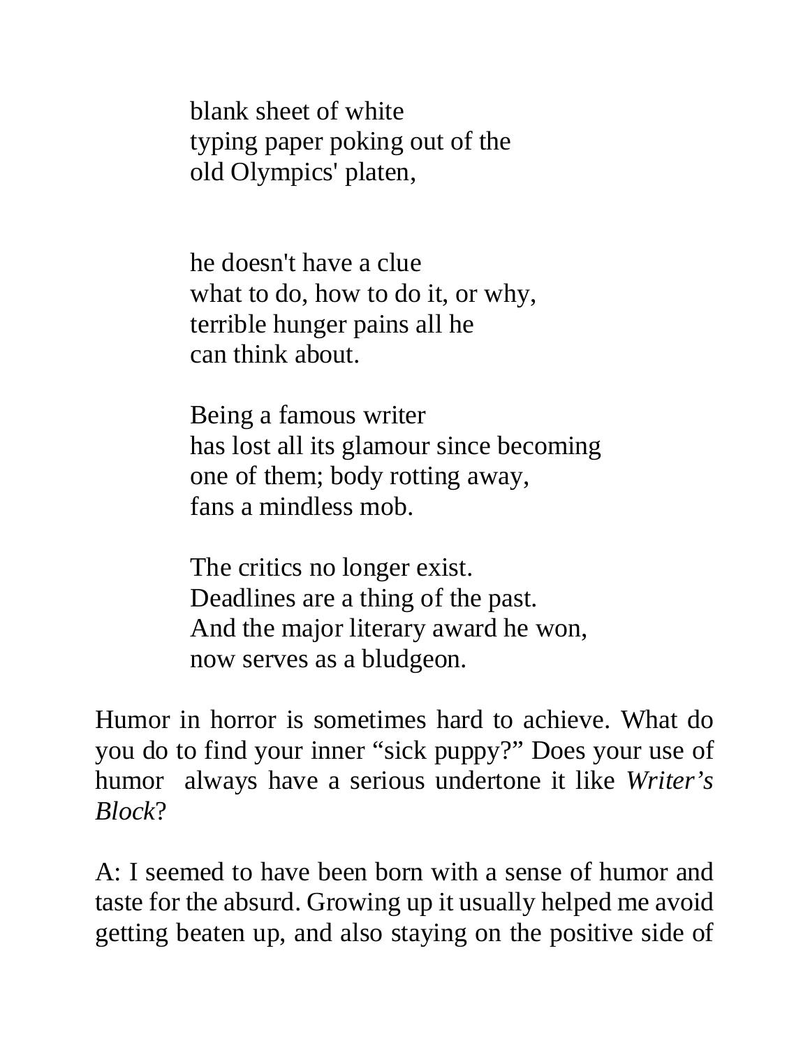blank sheet of white
typing paper poking out of the
old Olympics' platen,

he doesn't have a clue
what to do, how to do it, or why,
terrible hunger pains all he
can think about.

Being a famous writer
has lost all its glamour since becoming
one of them; body rotting away,
fans a mindless mob.

The critics no longer exist.
Deadlines are a thing of the past.
And the major literary award he won,
now serves as a bludgeon.

Humor in horror is sometimes hard to achieve. What do you do to find your inner "sick puppy?" Does your use of humor always have a serious undertone it like *Writer's Block*?

A: I seemed to have been born with a sense of humor and taste for the absurd. Growing up it usually helped me avoid getting beaten up, and also staying on the positive side of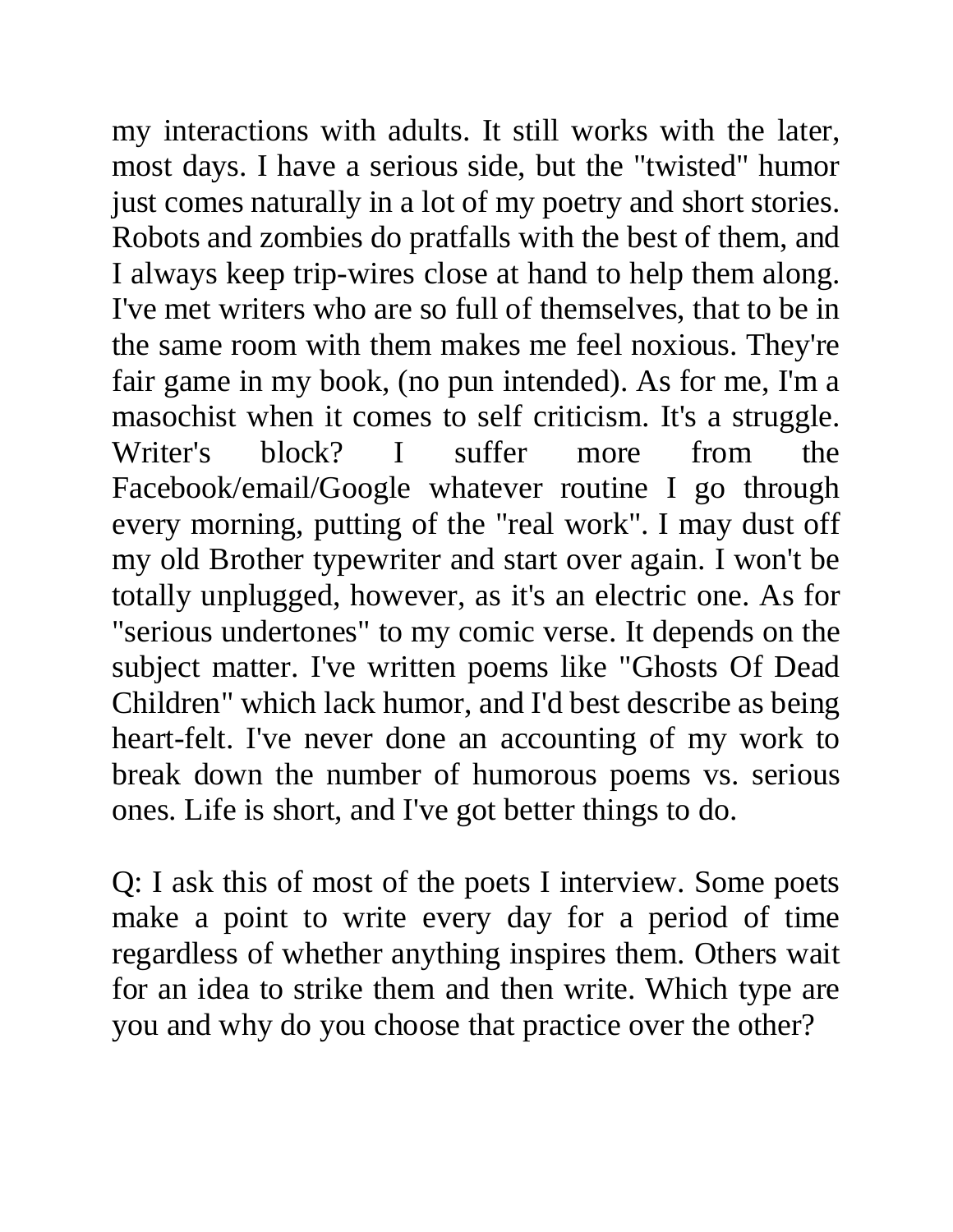my interactions with adults. It still works with the later, most days. I have a serious side, but the "twisted" humor just comes naturally in a lot of my poetry and short stories. Robots and zombies do pratfalls with the best of them, and I always keep trip-wires close at hand to help them along. I've met writers who are so full of themselves, that to be in the same room with them makes me feel noxious. They're fair game in my book, (no pun intended). As for me, I'm a masochist when it comes to self criticism. It's a struggle. Writer's block? I suffer more from the Facebook/email/Google whatever routine I go through every morning, putting of the "real work". I may dust off my old Brother typewriter and start over again. I won't be totally unplugged, however, as it's an electric one. As for "serious undertones" to my comic verse. It depends on the subject matter. I've written poems like "Ghosts Of Dead Children" which lack humor, and I'd best describe as being heart-felt. I've never done an accounting of my work to break down the number of humorous poems vs. serious ones. Life is short, and I've got better things to do.

Q: I ask this of most of the poets I interview. Some poets make a point to write every day for a period of time regardless of whether anything inspires them. Others wait for an idea to strike them and then write. Which type are you and why do you choose that practice over the other?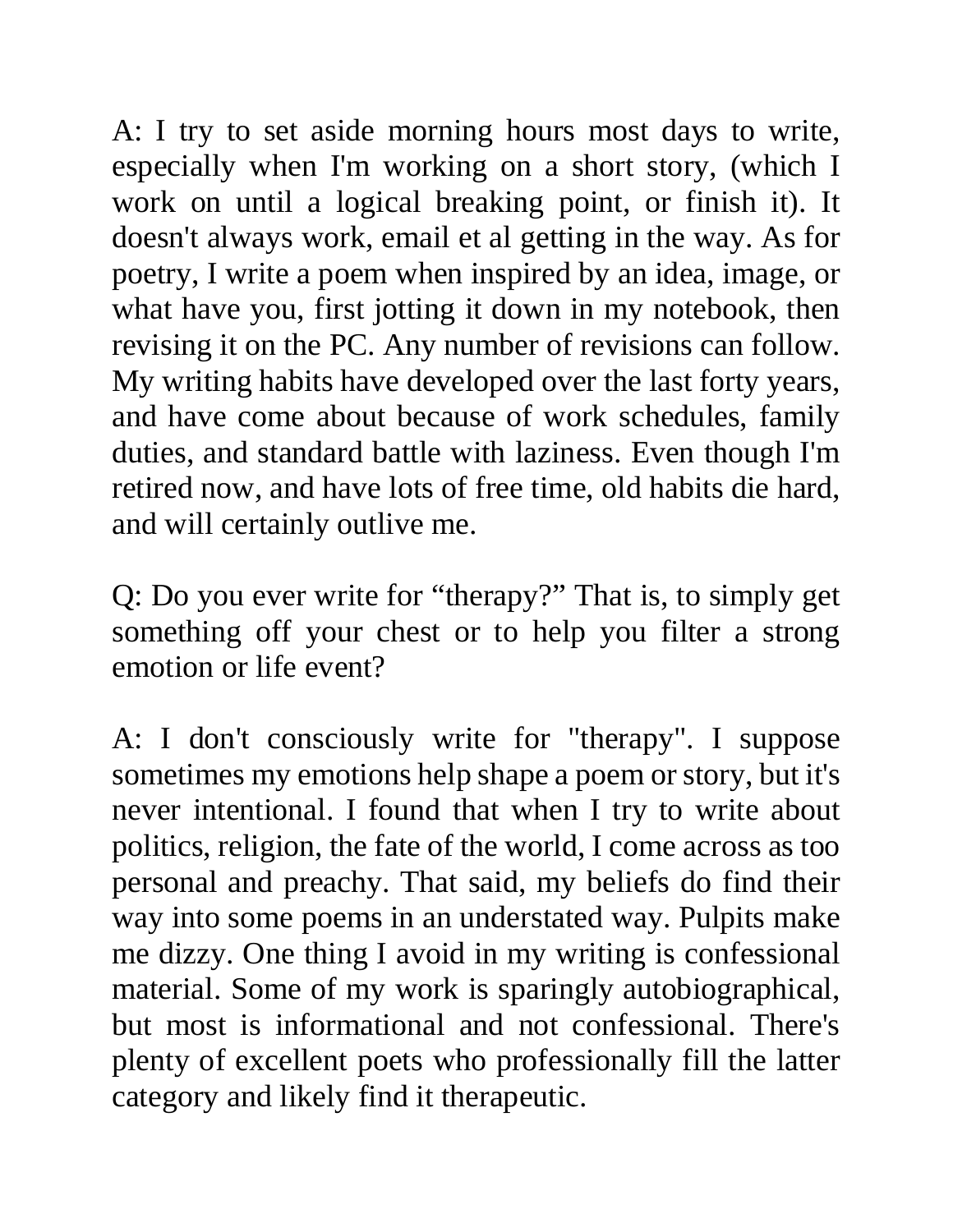A: I try to set aside morning hours most days to write, especially when I'm working on a short story, (which I work on until a logical breaking point, or finish it). It doesn't always work, email et al getting in the way. As for poetry, I write a poem when inspired by an idea, image, or what have you, first jotting it down in my notebook, then revising it on the PC. Any number of revisions can follow. My writing habits have developed over the last forty years, and have come about because of work schedules, family duties, and standard battle with laziness. Even though I'm retired now, and have lots of free time, old habits die hard, and will certainly outlive me.

Q: Do you ever write for "therapy?" That is, to simply get something off your chest or to help you filter a strong emotion or life event?

A: I don't consciously write for "therapy". I suppose sometimes my emotions help shape a poem or story, but it's never intentional. I found that when I try to write about politics, religion, the fate of the world, I come across as too personal and preachy. That said, my beliefs do find their way into some poems in an understated way. Pulpits make me dizzy. One thing I avoid in my writing is confessional material. Some of my work is sparingly autobiographical, but most is informational and not confessional. There's plenty of excellent poets who professionally fill the latter category and likely find it therapeutic.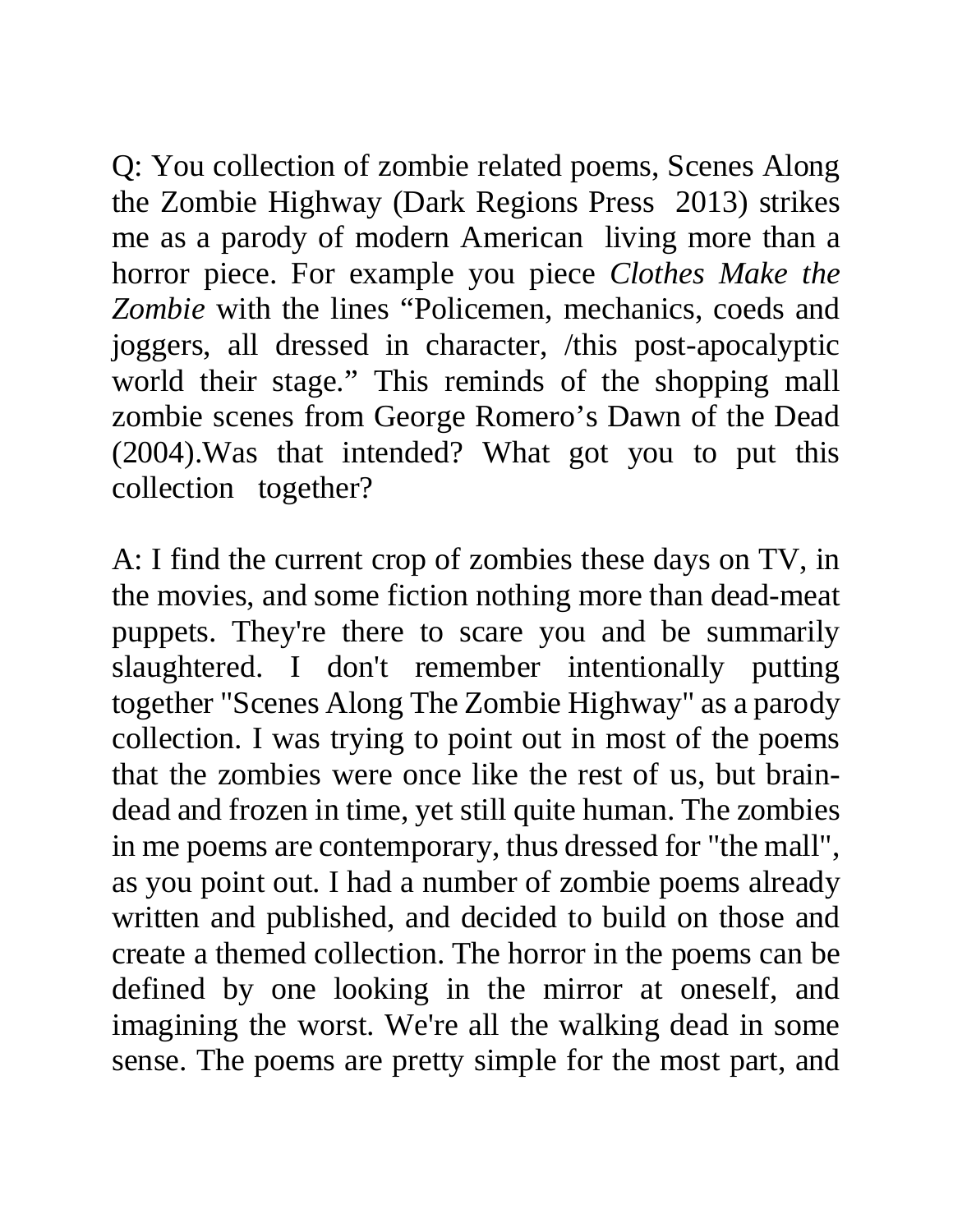Q: You collection of zombie related poems, Scenes Along the Zombie Highway (Dark Regions Press 2013) strikes me as a parody of modern American living more than a horror piece. For example you piece *Clothes Make the Zombie* with the lines "Policemen, mechanics, coeds and joggers, all dressed in character, /this post-apocalyptic world their stage." This reminds of the shopping mall zombie scenes from George Romero's Dawn of the Dead (2004).Was that intended? What got you to put this collection together?

A: I find the current crop of zombies these days on TV, in the movies, and some fiction nothing more than dead-meat puppets. They're there to scare you and be summarily slaughtered. I don't remember intentionally putting together "Scenes Along The Zombie Highway" as a parody collection. I was trying to point out in most of the poems that the zombies were once like the rest of us, but brain-dead and frozen in time, yet still quite human. The zombies in me poems are contemporary, thus dressed for "the mall", as you point out. I had a number of zombie poems already written and published, and decided to build on those and create a themed collection. The horror in the poems can be defined by one looking in the mirror at oneself, and imagining the worst. We're all the walking dead in some sense. The poems are pretty simple for the most part, and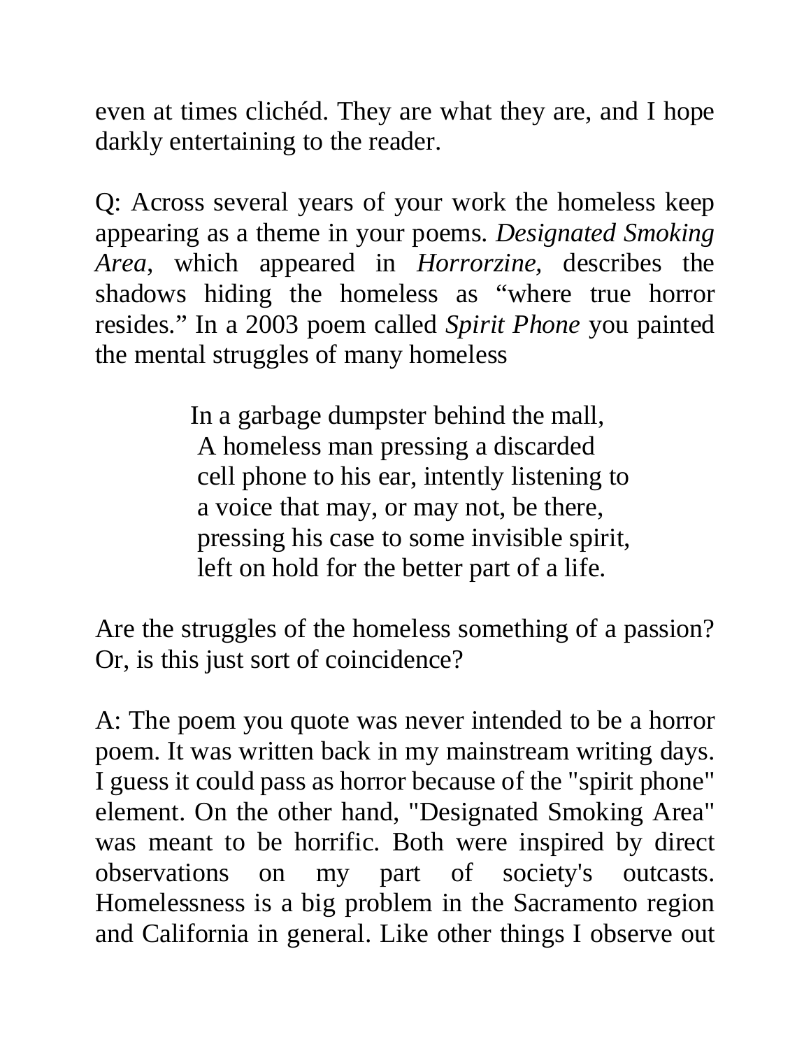even at times clichéd. They are what they are, and I hope darkly entertaining to the reader.

Q: Across several years of your work the homeless keep appearing as a theme in your poems. *Designated Smoking Area*, which appeared in *Horrorzine*, describes the shadows hiding the homeless as "where true horror resides." In a 2003 poem called *Spirit Phone* you painted the mental struggles of many homeless

> In a garbage dumpster behind the mall,
> A homeless man pressing a discarded
> cell phone to his ear, intently listening to
> a voice that may, or may not, be there,
> pressing his case to some invisible spirit,
> left on hold for the better part of a life.

Are the struggles of the homeless something of a passion? Or, is this just sort of coincidence?

A: The poem you quote was never intended to be a horror poem. It was written back in my mainstream writing days. I guess it could pass as horror because of the "spirit phone" element. On the other hand, "Designated Smoking Area" was meant to be horrific. Both were inspired by direct observations on my part of society's outcasts. Homelessness is a big problem in the Sacramento region and California in general. Like other things I observe out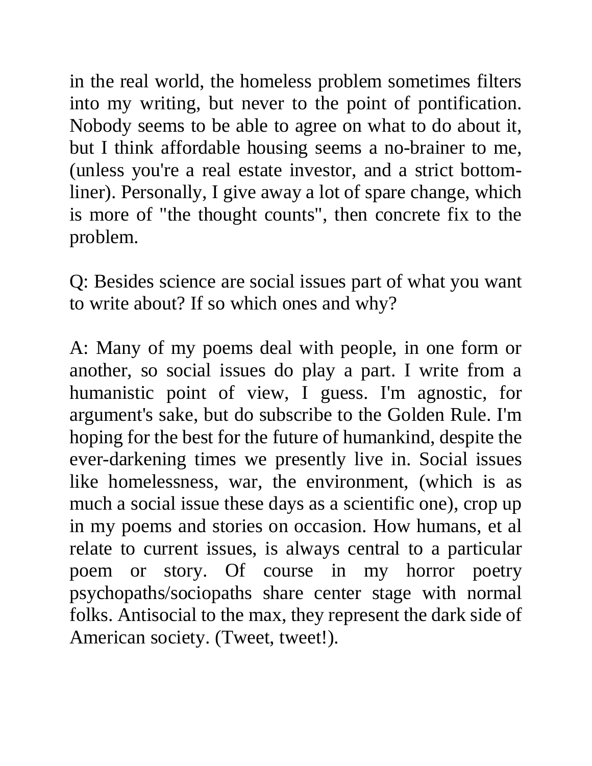in the real world, the homeless problem sometimes filters into my writing, but never to the point of pontification. Nobody seems to be able to agree on what to do about it, but I think affordable housing seems a no-brainer to me, (unless you're a real estate investor, and a strict bottom-liner). Personally, I give away a lot of spare change, which is more of "the thought counts", then concrete fix to the problem.

Q: Besides science are social issues part of what you want to write about? If so which ones and why?

A: Many of my poems deal with people, in one form or another, so social issues do play a part. I write from a humanistic point of view, I guess. I'm agnostic, for argument's sake, but do subscribe to the Golden Rule. I'm hoping for the best for the future of humankind, despite the ever-darkening times we presently live in. Social issues like homelessness, war, the environment, (which is as much a social issue these days as a scientific one), crop up in my poems and stories on occasion. How humans, et al relate to current issues, is always central to a particular poem or story. Of course in my horror poetry psychopaths/sociopaths share center stage with normal folks. Antisocial to the max, they represent the dark side of American society. (Tweet, tweet!).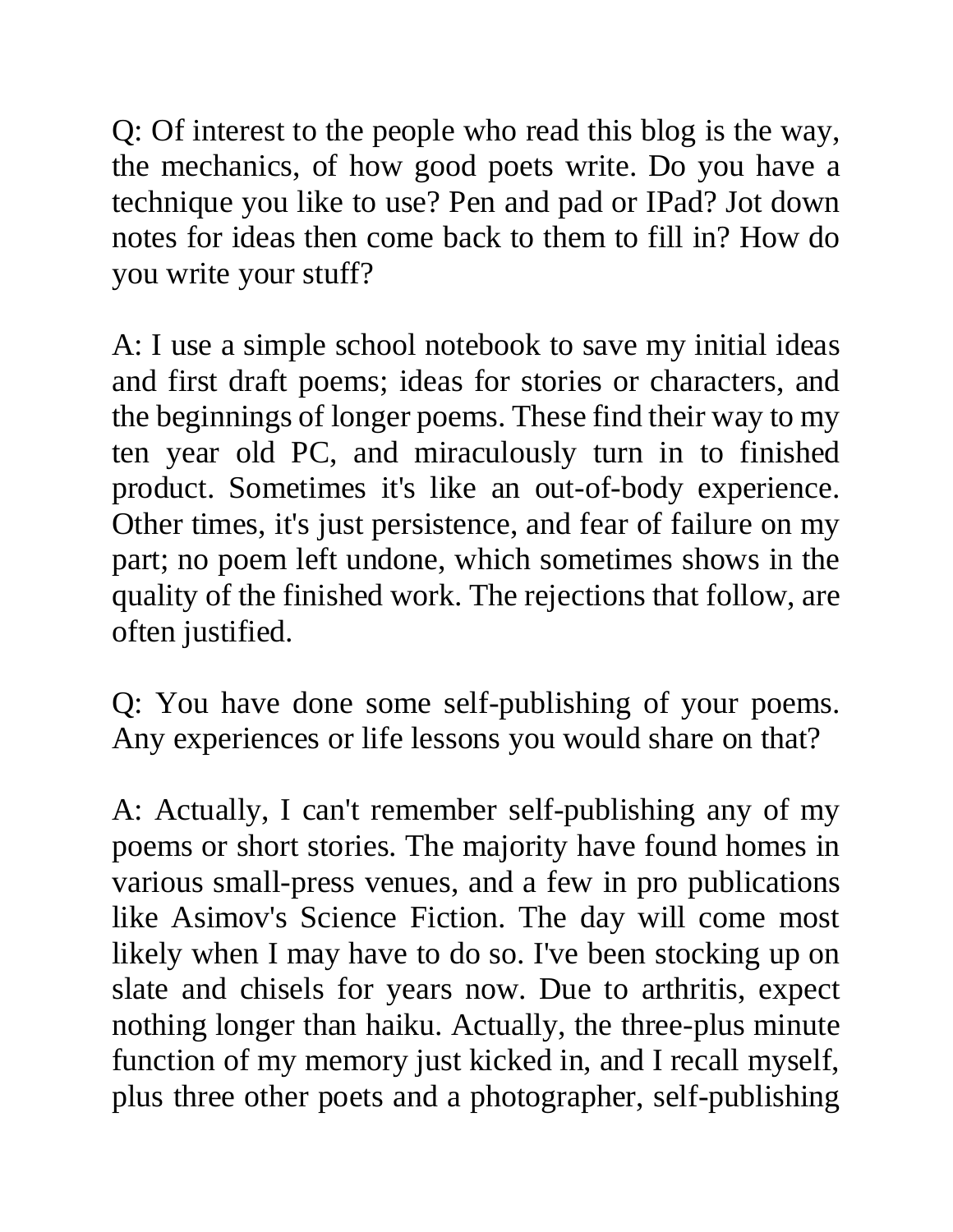Q: Of interest to the people who read this blog is the way, the mechanics, of how good poets write. Do you have a technique you like to use? Pen and pad or IPad? Jot down notes for ideas then come back to them to fill in? How do you write your stuff?

A: I use a simple school notebook to save my initial ideas and first draft poems; ideas for stories or characters, and the beginnings of longer poems. These find their way to my ten year old PC, and miraculously turn in to finished product. Sometimes it's like an out-of-body experience. Other times, it's just persistence, and fear of failure on my part; no poem left undone, which sometimes shows in the quality of the finished work. The rejections that follow, are often justified.

Q: You have done some self-publishing of your poems. Any experiences or life lessons you would share on that?

A: Actually, I can't remember self-publishing any of my poems or short stories. The majority have found homes in various small-press venues, and a few in pro publications like Asimov's Science Fiction. The day will come most likely when I may have to do so. I've been stocking up on slate and chisels for years now. Due to arthritis, expect nothing longer than haiku. Actually, the three-plus minute function of my memory just kicked in, and I recall myself, plus three other poets and a photographer, self-publishing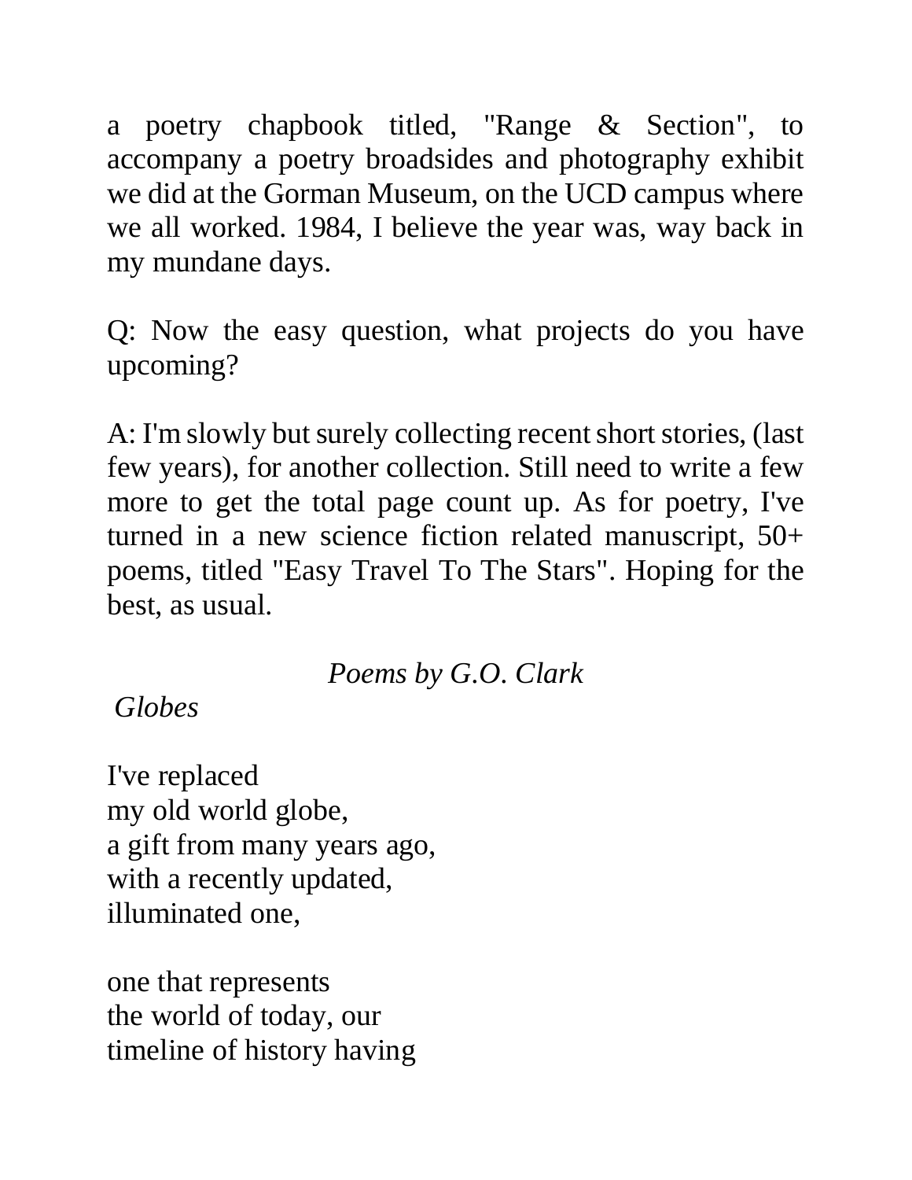a poetry chapbook titled, "Range & Section", to accompany a poetry broadsides and photography exhibit we did at the Gorman Museum, on the UCD campus where we all worked. 1984, I believe the year was, way back in my mundane days.

Q: Now the easy question, what projects do you have upcoming?

A: I'm slowly but surely collecting recent short stories, (last few years), for another collection. Still need to write a few more to get the total page count up. As for poetry, I've turned in a new science fiction related manuscript, 50+ poems, titled "Easy Travel To The Stars". Hoping for the best, as usual.

*Poems by G.O. Clark*

*Globes*

I've replaced
my old world globe,
a gift from many years ago,
with a recently updated,
illuminated one,

one that represents
the world of today, our
timeline of history having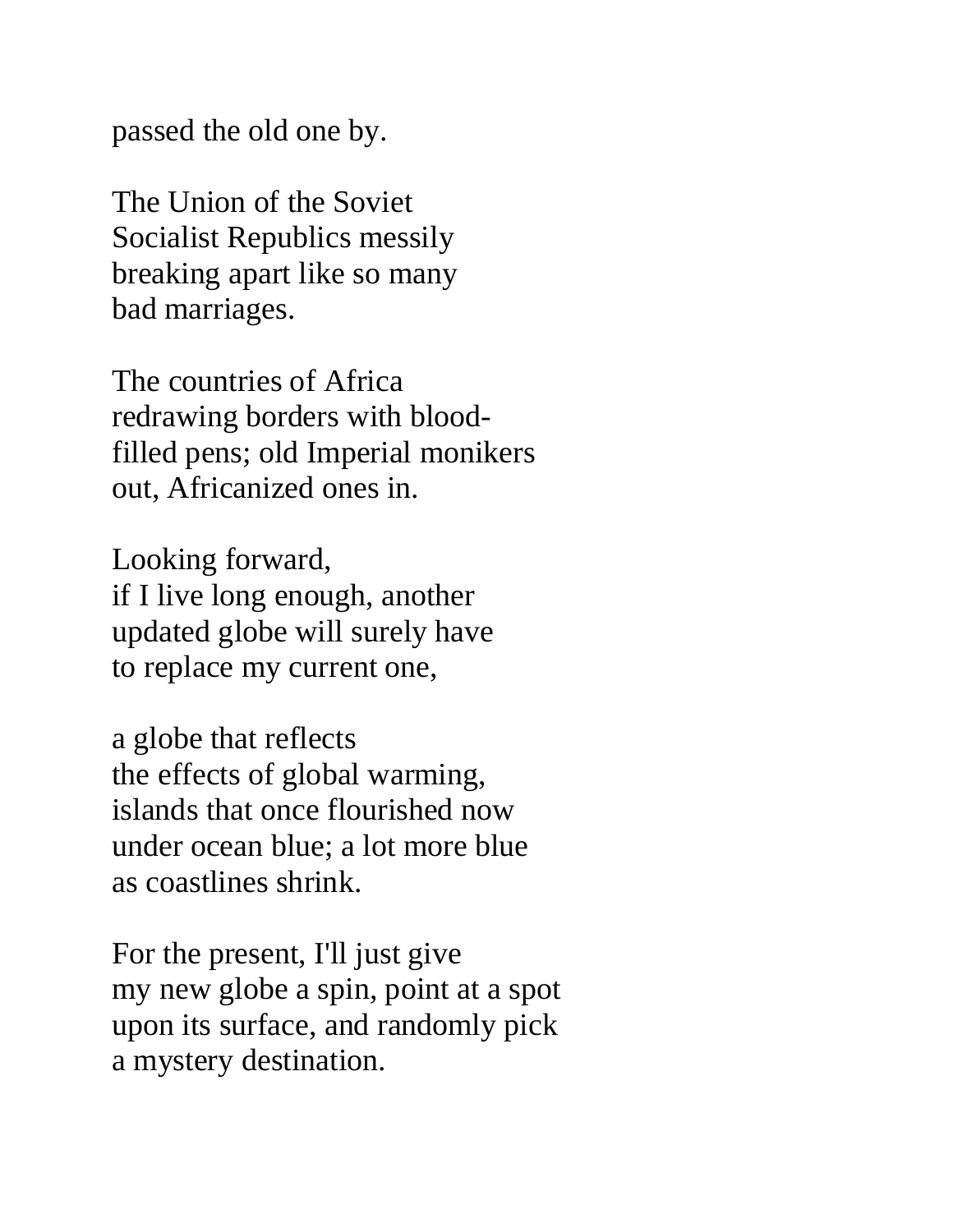passed the old one by.

The Union of the Soviet  
Socialist Republics messily  
breaking apart like so many  
bad marriages.

The countries of Africa  
redrawing borders with blood-  
filled pens; old Imperial monikers  
out, Africanized ones in.

Looking forward,  
if I live long enough, another  
updated globe will surely have  
to replace my current one,

a globe that reflects  
the effects of global warming,  
islands that once flourished now  
under ocean blue; a lot more blue  
as coastlines shrink.

For the present, I'll just give  
my new globe a spin, point at a spot  
upon its surface, and randomly pick  
a mystery destination.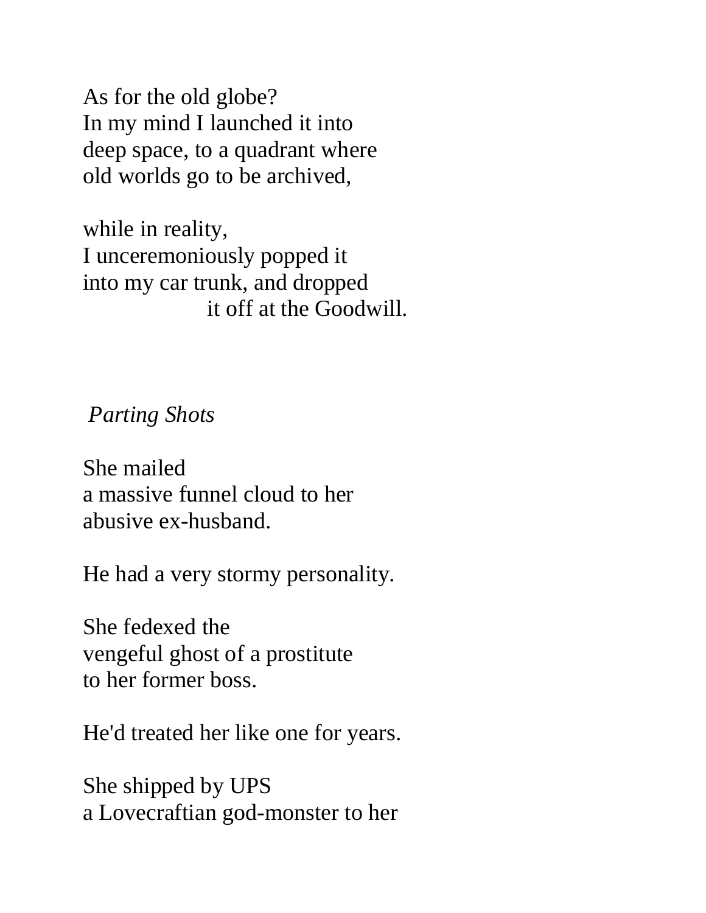As for the old globe?  
In my mind I launched it into  
deep space, to a quadrant where  
old worlds go to be archived,

while in reality,  
I unceremoniously popped it  
into my car trunk, and dropped  
                    it off at the Goodwill.

*Parting Shots*

She mailed  
a massive funnel cloud to her  
abusive ex-husband.

He had a very stormy personality.

She fedexed the  
vengeful ghost of a prostitute  
to her former boss.

He'd treated her like one for years.

She shipped by UPS  
a Lovecraftian god-monster to her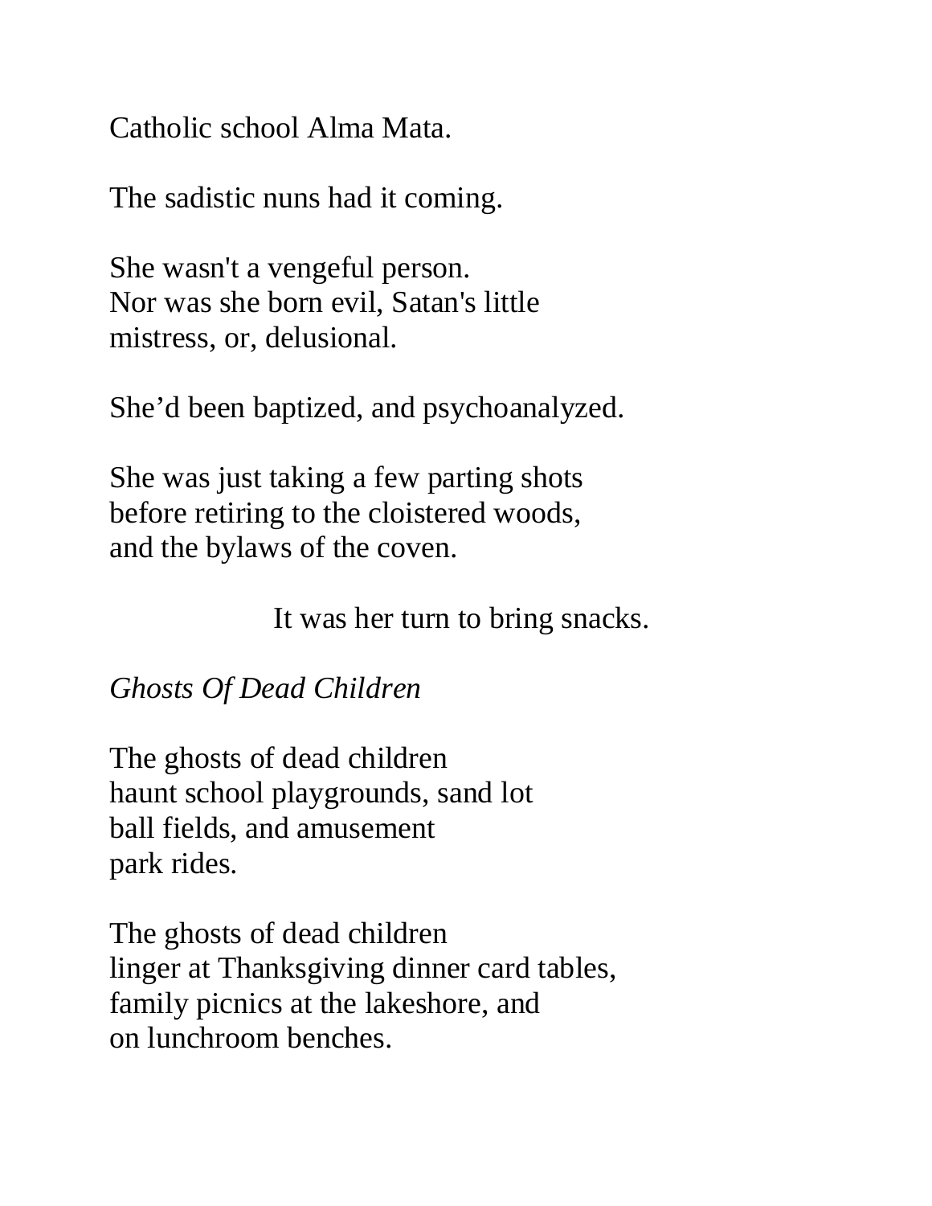Catholic school Alma Mata.

The sadistic nuns had it coming.

She wasn't a vengeful person.
Nor was she born evil, Satan's little
mistress, or, delusional.

She'd been baptized, and psychoanalyzed.

She was just taking a few parting shots
before retiring to the cloistered woods,
and the bylaws of the coven.

It was her turn to bring snacks.

*Ghosts Of Dead Children*

The ghosts of dead children
haunt school playgrounds, sand lot
ball fields, and amusement
park rides.

The ghosts of dead children
linger at Thanksgiving dinner card tables,
family picnics at the lakeshore, and
on lunchroom benches.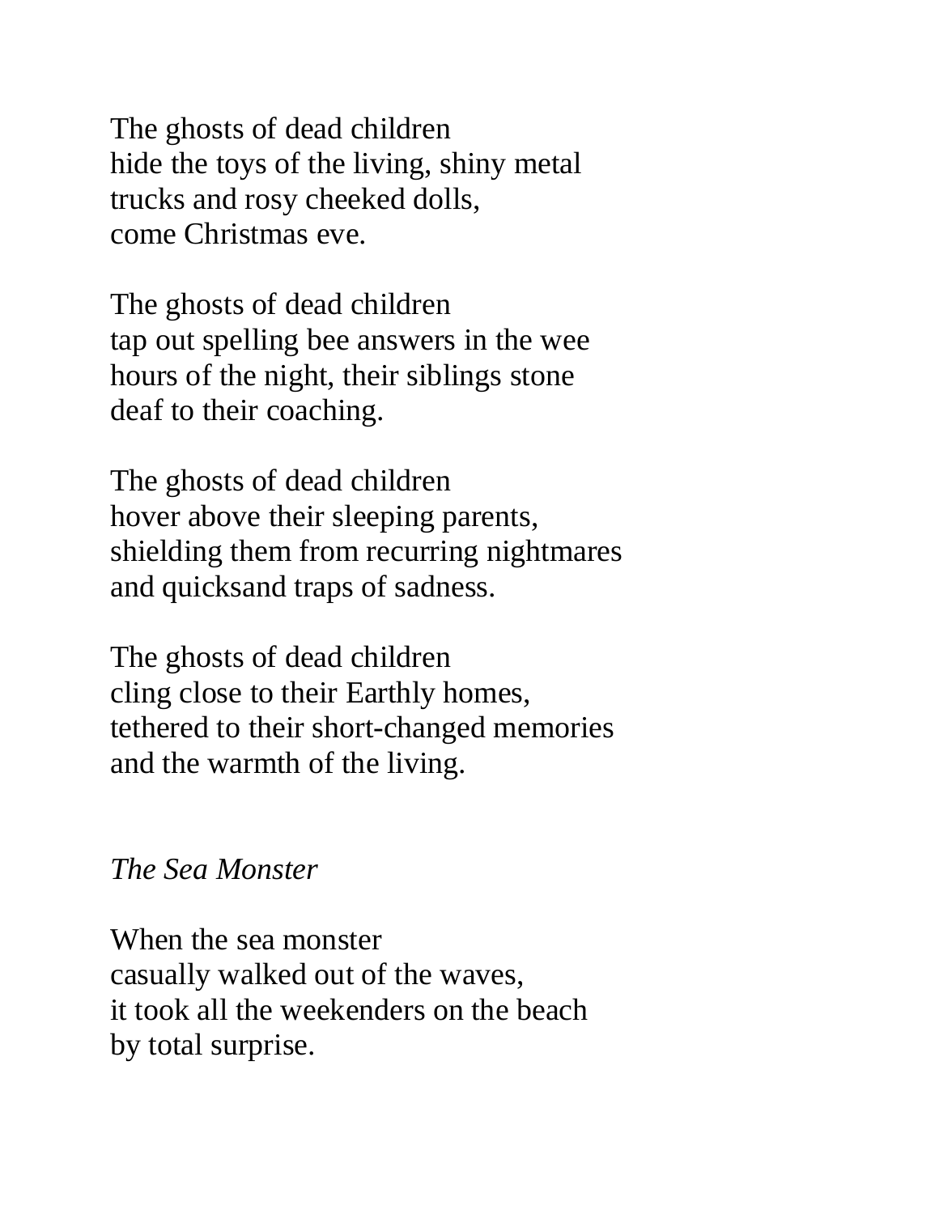The ghosts of dead children  
hide the toys of the living, shiny metal  
trucks and rosy cheeked dolls,  
come Christmas eve.

The ghosts of dead children  
tap out spelling bee answers in the wee  
hours of the night, their siblings stone  
deaf to their coaching.

The ghosts of dead children  
hover above their sleeping parents,  
shielding them from recurring nightmares  
and quicksand traps of sadness.

The ghosts of dead children  
cling close to their Earthly homes,  
tethered to their short-changed memories  
and the warmth of the living.

*The Sea Monster*

When the sea monster  
casually walked out of the waves,  
it took all the weekenders on the beach  
by total surprise.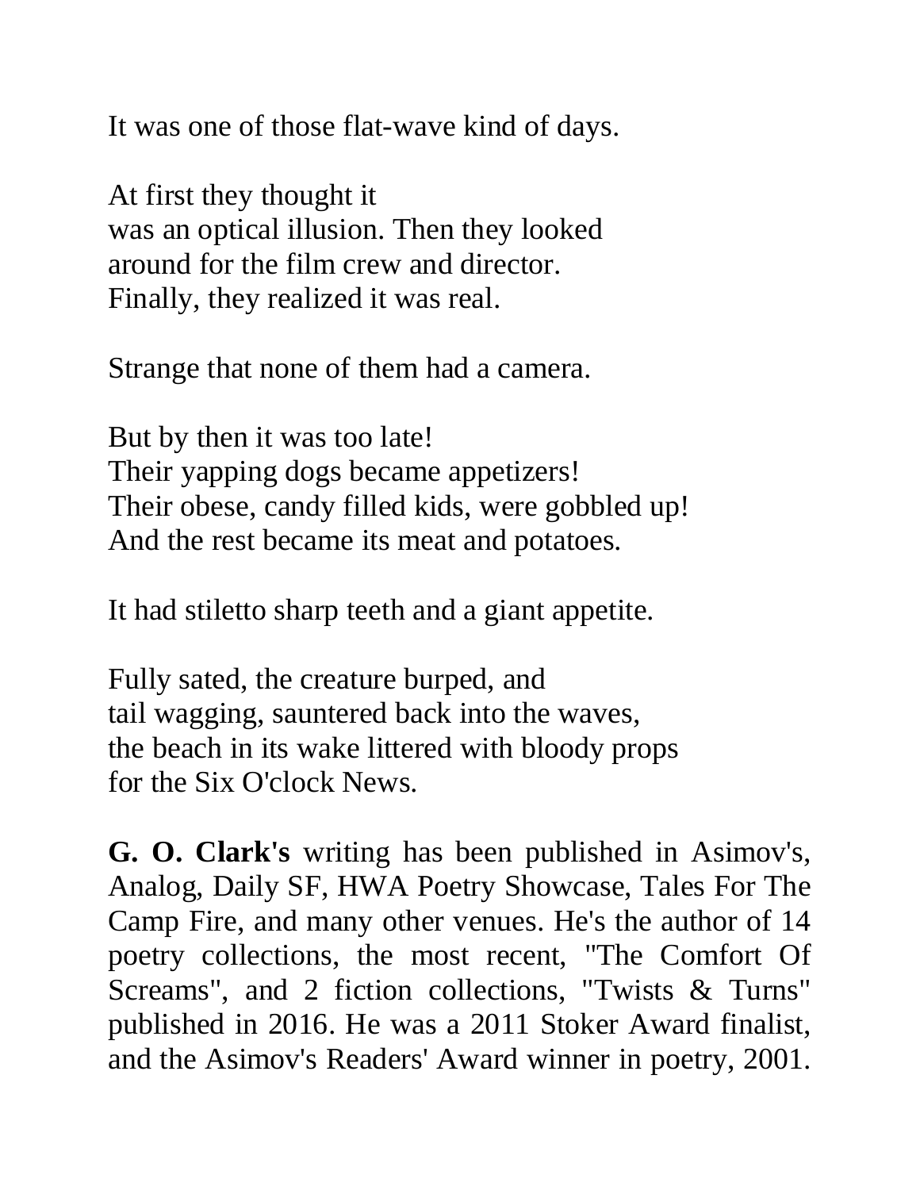It was one of those flat-wave kind of days.

At first they thought it  
was an optical illusion. Then they looked  
around for the film crew and director.  
Finally, they realized it was real.

Strange that none of them had a camera.

But by then it was too late!  
Their yapping dogs became appetizers!  
Their obese, candy filled kids, were gobbled up!  
And the rest became its meat and potatoes.

It had stiletto sharp teeth and a giant appetite.

Fully sated, the creature burped, and  
tail wagging, sauntered back into the waves,  
the beach in its wake littered with bloody props  
for the Six O'clock News.

**G. O. Clark's** writing has been published in Asimov's, Analog, Daily SF, HWA Poetry Showcase, Tales For The Camp Fire, and many other venues. He's the author of 14 poetry collections, the most recent, "The Comfort Of Screams", and 2 fiction collections, "Twists & Turns" published in 2016. He was a 2011 Stoker Award finalist, and the Asimov's Readers' Award winner in poetry, 2001.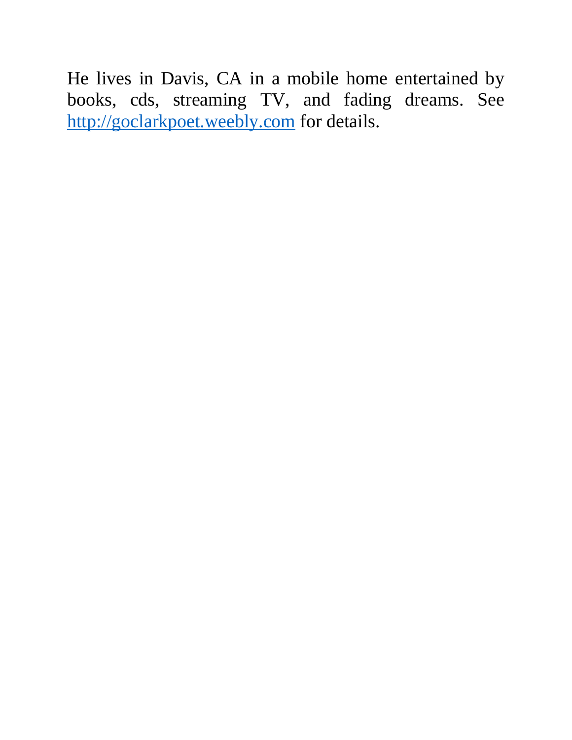He lives in Davis, CA in a mobile home entertained by books, cds, streaming TV, and fading dreams. See [http://goclarkpoet.weebly.com](http://goclarkpoet.weebly.com) for details.